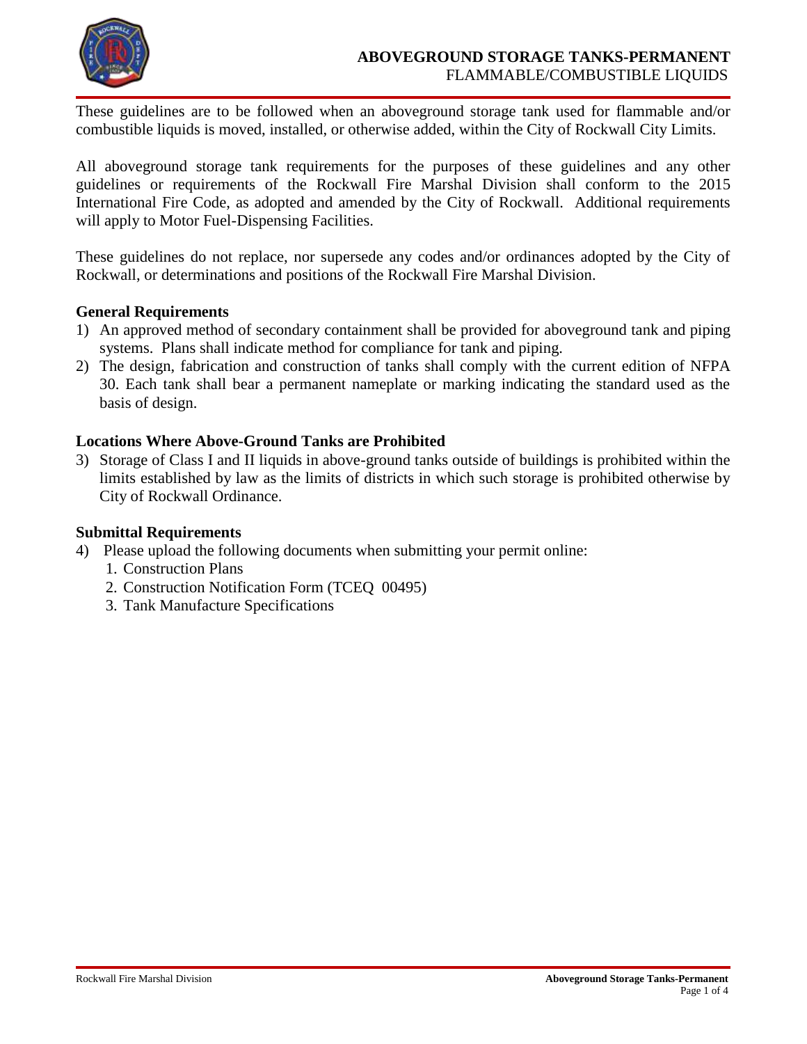# ABOVEGROUND STORAGE TANKS-PERMANENT

FLAMMABLE/COMBUSTIBLE LIQUIDS

These guidelines are to be followed when an aboveground storage tank used for flammable and/or combustible liquids is moved, installed, or otherwise added, within the City of Rockwall City Limits.

All aboveground storage tank requirements for the purposes of these guidelines and any other guidelines or requirements of the Rockwall Fire Marshal Division shall conform to the 2015 International Fire Code, as adopted and amended by the City of Rockwall. Additional requirements will apply to Motor Fuel-Dispensing Facilities.

These guidelines do not replace, nor supersede any codes and/or ordinances adopted by the City of Rockwall, or determinations and positions of the Rockwall Fire Marshal Division.

## General Requirements

1) An approved method of secondary containment shall be provided for aboveground tank and piping systems. Plans shall indicate method for compliance for tank and piping.
2) The design, fabrication and construction of tanks shall comply with the current edition of NFPA 30. Each tank shall bear a permanent nameplate or marking indicating the standard used as the basis of design.

## Locations Where Above-Ground Tanks are Prohibited

3) Storage of Class I and II liquids in above-ground tanks outside of buildings is prohibited within the limits established by law as the limits of districts in which such storage is prohibited otherwise by City of Rockwall Ordinance.

## Submittal Requirements

4) Please upload the following documents when submitting your permit online:
   1. Construction Plans
   2. Construction Notification Form (TCEQ 00495)
   3. Tank Manufacture Specifications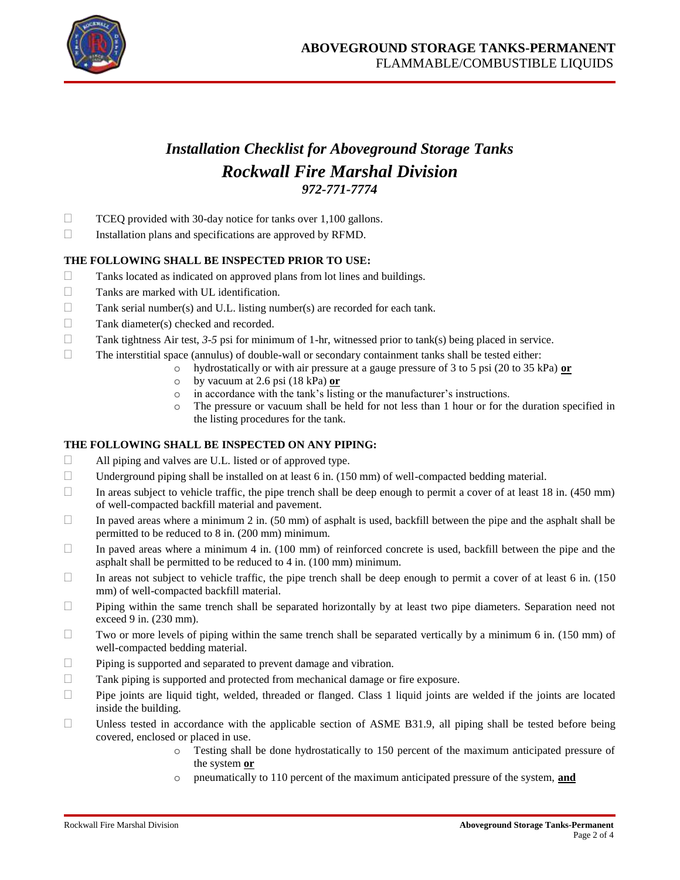# Installation Checklist for Aboveground Storage Tanks

## Rockwall Fire Marshal Division

### 972-771-7774

- ☐ TCEQ provided with 30-day notice for tanks over 1,100 gallons.
- ☐ Installation plans and specifications are approved by RFMD.

**THE FOLLOWING SHALL BE INSPECTED PRIOR TO USE:**

- ☐ Tanks located as indicated on approved plans from lot lines and buildings.
- ☐ Tanks are marked with UL identification.
- ☐ Tank serial number(s) and U.L. listing number(s) are recorded for each tank.
- ☐ Tank diameter(s) checked and recorded.
- ☐ Tank tightness Air test, *3-5* psi for minimum of 1-hr, witnessed prior to tank(s) being placed in service.
- ☐ The interstitial space (annulus) of double-wall or secondary containment tanks shall be tested either:
  - hydrostatically or with air pressure at a gauge pressure of 3 to 5 psi (20 to 35 kPa) **or**
  - by vacuum at 2.6 psi (18 kPa) **or**
  - in accordance with the tank's listing or the manufacturer's instructions.
  - The pressure or vacuum shall be held for not less than 1 hour or for the duration specified in the listing procedures for the tank.

**THE FOLLOWING SHALL BE INSPECTED ON ANY PIPING:**

- ☐ All piping and valves are U.L. listed or of approved type.
- ☐ Underground piping shall be installed on at least 6 in. (150 mm) of well-compacted bedding material.
- ☐ In areas subject to vehicle traffic, the pipe trench shall be deep enough to permit a cover of at least 18 in. (450 mm) of well-compacted backfill material and pavement.
- ☐ In paved areas where a minimum 2 in. (50 mm) of asphalt is used, backfill between the pipe and the asphalt shall be permitted to be reduced to 8 in. (200 mm) minimum.
- ☐ In paved areas where a minimum 4 in. (100 mm) of reinforced concrete is used, backfill between the pipe and the asphalt shall be permitted to be reduced to 4 in. (100 mm) minimum.
- ☐ In areas not subject to vehicle traffic, the pipe trench shall be deep enough to permit a cover of at least 6 in. (150 mm) of well-compacted backfill material.
- ☐ Piping within the same trench shall be separated horizontally by at least two pipe diameters. Separation need not exceed 9 in. (230 mm).
- ☐ Two or more levels of piping within the same trench shall be separated vertically by a minimum 6 in. (150 mm) of well-compacted bedding material.
- ☐ Piping is supported and separated to prevent damage and vibration.
- ☐ Tank piping is supported and protected from mechanical damage or fire exposure.
- ☐ Pipe joints are liquid tight, welded, threaded or flanged. Class 1 liquid joints are welded if the joints are located inside the building.
- ☐ Unless tested in accordance with the applicable section of ASME B31.9, all piping shall be tested before being covered, enclosed or placed in use.
  - Testing shall be done hydrostatically to 150 percent of the maximum anticipated pressure of the system **or**
  - pneumatically to 110 percent of the maximum anticipated pressure of the system, **and**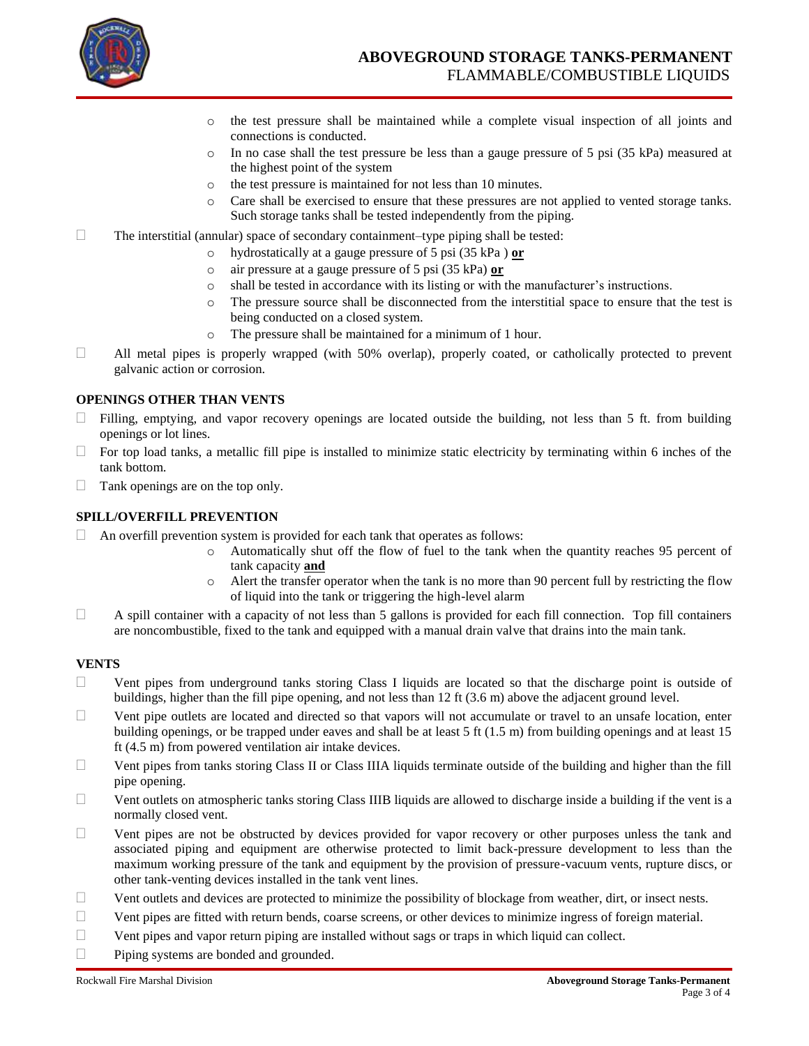- the test pressure shall be maintained while a complete visual inspection of all joints and connections is conducted.
- In no case shall the test pressure be less than a gauge pressure of 5 psi (35 kPa) measured at the highest point of the system
- the test pressure is maintained for not less than 10 minutes.
- Care shall be exercised to ensure that these pressures are not applied to vented storage tanks. Such storage tanks shall be tested independently from the piping.

☐ The interstitial (annular) space of secondary containment–type piping shall be tested:

- hydrostatically at a gauge pressure of 5 psi (35 kPa ) **or**
- air pressure at a gauge pressure of 5 psi (35 kPa) **or**
- shall be tested in accordance with its listing or with the manufacturer's instructions.
- The pressure source shall be disconnected from the interstitial space to ensure that the test is being conducted on a closed system.
- The pressure shall be maintained for a minimum of 1 hour.

☐ All metal pipes is properly wrapped (with 50% overlap), properly coated, or catholically protected to prevent galvanic action or corrosion.

### OPENINGS OTHER THAN VENTS

☐ Filling, emptying, and vapor recovery openings are located outside the building, not less than 5 ft. from building openings or lot lines.

☐ For top load tanks, a metallic fill pipe is installed to minimize static electricity by terminating within 6 inches of the tank bottom.

☐ Tank openings are on the top only.

### SPILL/OVERFILL PREVENTION

☐ An overfill prevention system is provided for each tank that operates as follows:

- Automatically shut off the flow of fuel to the tank when the quantity reaches 95 percent of tank capacity **and**
- Alert the transfer operator when the tank is no more than 90 percent full by restricting the flow of liquid into the tank or triggering the high-level alarm

☐ A spill container with a capacity of not less than 5 gallons is provided for each fill connection. Top fill containers are noncombustible, fixed to the tank and equipped with a manual drain valve that drains into the main tank.

### VENTS

☐ Vent pipes from underground tanks storing Class I liquids are located so that the discharge point is outside of buildings, higher than the fill pipe opening, and not less than 12 ft (3.6 m) above the adjacent ground level.

☐ Vent pipe outlets are located and directed so that vapors will not accumulate or travel to an unsafe location, enter building openings, or be trapped under eaves and shall be at least 5 ft (1.5 m) from building openings and at least 15 ft (4.5 m) from powered ventilation air intake devices.

☐ Vent pipes from tanks storing Class II or Class IIIA liquids terminate outside of the building and higher than the fill pipe opening.

☐ Vent outlets on atmospheric tanks storing Class IIIB liquids are allowed to discharge inside a building if the vent is a normally closed vent.

☐ Vent pipes are not be obstructed by devices provided for vapor recovery or other purposes unless the tank and associated piping and equipment are otherwise protected to limit back-pressure development to less than the maximum working pressure of the tank and equipment by the provision of pressure-vacuum vents, rupture discs, or other tank-venting devices installed in the tank vent lines.

☐ Vent outlets and devices are protected to minimize the possibility of blockage from weather, dirt, or insect nests.

☐ Vent pipes are fitted with return bends, coarse screens, or other devices to minimize ingress of foreign material.

☐ Vent pipes and vapor return piping are installed without sags or traps in which liquid can collect.

☐ Piping systems are bonded and grounded.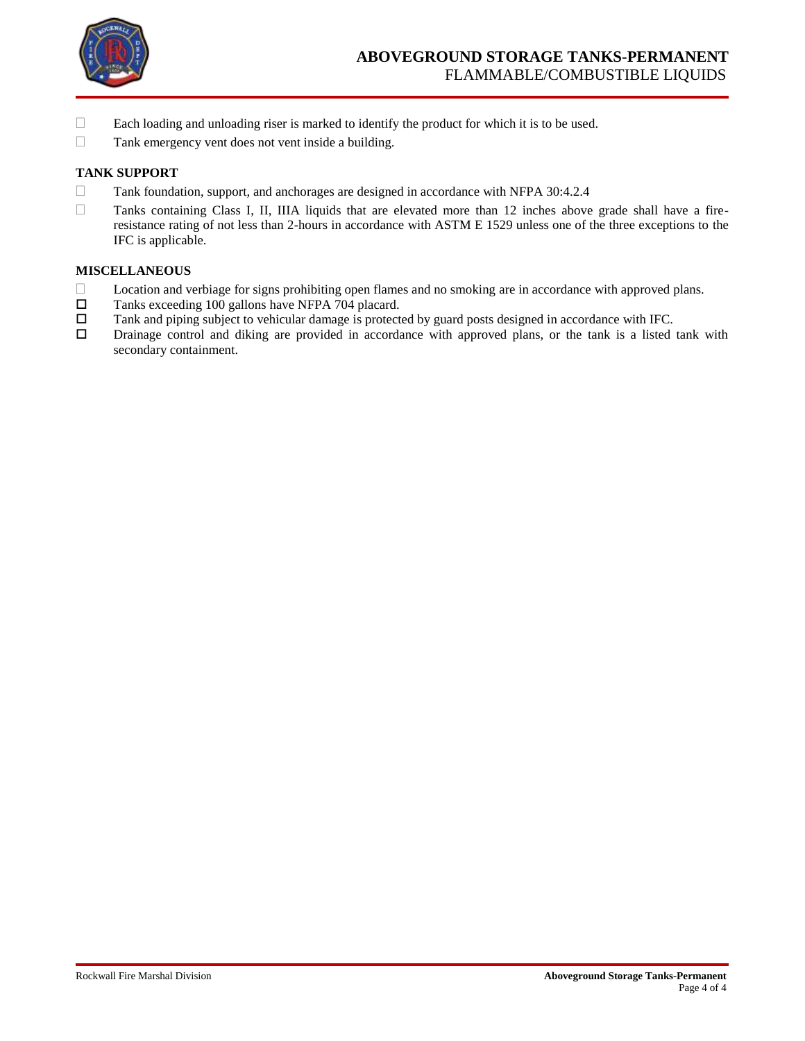- ☐ Each loading and unloading riser is marked to identify the product for which it is to be used.
- ☐ Tank emergency vent does not vent inside a building.

**TANK SUPPORT**

- ☐ Tank foundation, support, and anchorages are designed in accordance with NFPA 30:4.2.4
- ☐ Tanks containing Class I, II, IIIA liquids that are elevated more than 12 inches above grade shall have a fire-resistance rating of not less than 2-hours in accordance with ASTM E 1529 unless one of the three exceptions to the IFC is applicable.

**MISCELLANEOUS**

- ☐ Location and verbiage for signs prohibiting open flames and no smoking are in accordance with approved plans.
- ☐ Tanks exceeding 100 gallons have NFPA 704 placard.
- ☐ Tank and piping subject to vehicular damage is protected by guard posts designed in accordance with IFC.
- ☐ Drainage control and diking are provided in accordance with approved plans, or the tank is a listed tank with secondary containment.